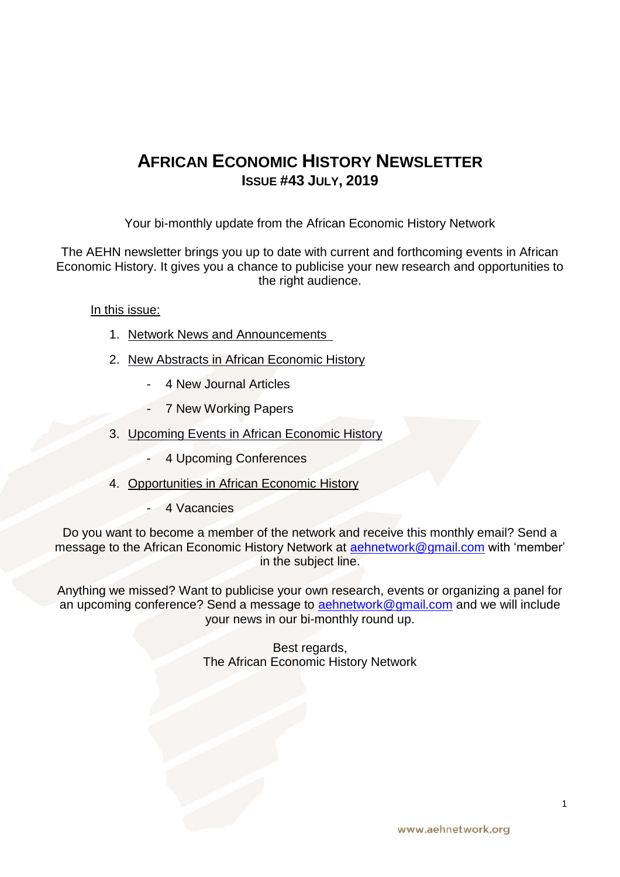# AFRICAN ECONOMIC HISTORY NEWSLETTER
## ISSUE #43 JULY, 2019

Your bi-monthly update from the African Economic History Network

The AEHN newsletter brings you up to date with current and forthcoming events in African Economic History. It gives you a chance to publicise your new research and opportunities to the right audience.

In this issue:

1. Network News and Announcements
2. New Abstracts in African Economic History
   - 4 New Journal Articles
   - 7 New Working Papers
3. Upcoming Events in African Economic History
   - 4 Upcoming Conferences
4. Opportunities in African Economic History
   - 4 Vacancies

Do you want to become a member of the network and receive this monthly email? Send a message to the African Economic History Network at aehnetwork@gmail.com with 'member' in the subject line.

Anything we missed? Want to publicise your own research, events or organizing a panel for an upcoming conference? Send a message to aehnetwork@gmail.com and we will include your news in our bi-monthly round up.

Best regards,
The African Economic History Network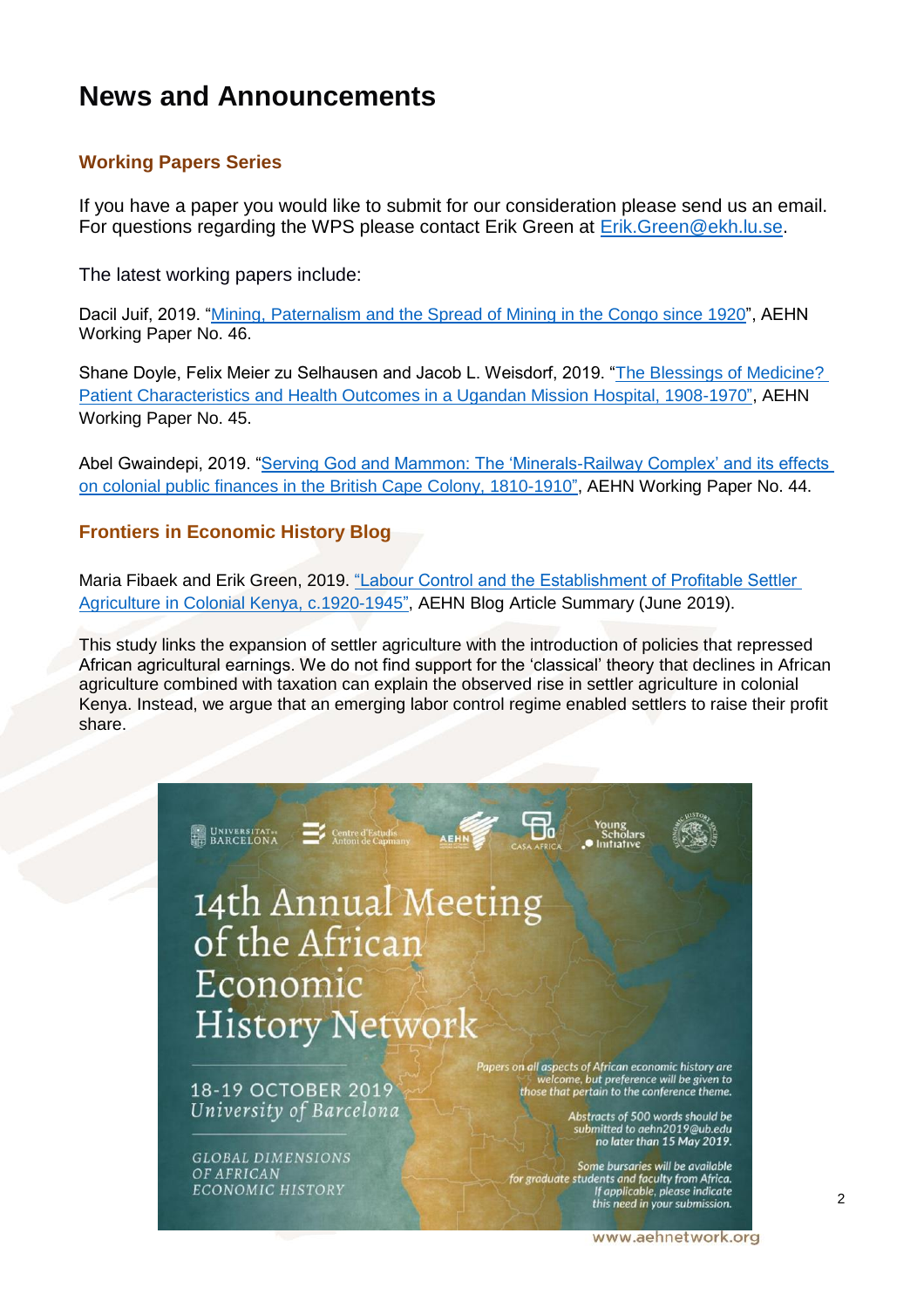# News and Announcements

### Working Papers Series

If you have a paper you would like to submit for our consideration please send us an email. For questions regarding the WPS please contact Erik Green at Erik.Green@ekh.lu.se.

The latest working papers include:

Dacil Juif, 2019. "Mining, Paternalism and the Spread of Mining in the Congo since 1920", AEHN Working Paper No. 46.

Shane Doyle, Felix Meier zu Selhausen and Jacob L. Weisdorf, 2019. "The Blessings of Medicine? Patient Characteristics and Health Outcomes in a Ugandan Mission Hospital, 1908-1970", AEHN Working Paper No. 45.

Abel Gwaindepi, 2019. "Serving God and Mammon: The 'Minerals-Railway Complex' and its effects on colonial public finances in the British Cape Colony, 1810-1910", AEHN Working Paper No. 44.

### Frontiers in Economic History Blog

Maria Fibaek and Erik Green, 2019. "Labour Control and the Establishment of Profitable Settler Agriculture in Colonial Kenya, c.1920-1945", AEHN Blog Article Summary (June 2019).

This study links the expansion of settler agriculture with the introduction of policies that repressed African agricultural earnings. We do not find support for the 'classical' theory that declines in African agriculture combined with taxation can explain the observed rise in settler agriculture in colonial Kenya. Instead, we argue that an emerging labor control regime enabled settlers to raise their profit share.

Universitat de Barcelona | Centre d'Estudis Antoni de Capmany | AEHN | Casa Africa | Young Scholars Initiative | Economic History Society

14th Annual Meeting of the African Economic History Network

18-19 OCTOBER 2019
*University of Barcelona*

*GLOBAL DIMENSIONS OF AFRICAN ECONOMIC HISTORY*

*Papers on all aspects of African economic history are welcome, but preference will be given to those that pertain to the conference theme.*

*Abstracts of 500 words should be submitted to aehn2019@ub.edu no later than 15 May 2019.*

*Some bursaries will be available for graduate students and faculty from Africa. If applicable, please indicate this need in your submission.*

www.aehnetwork.org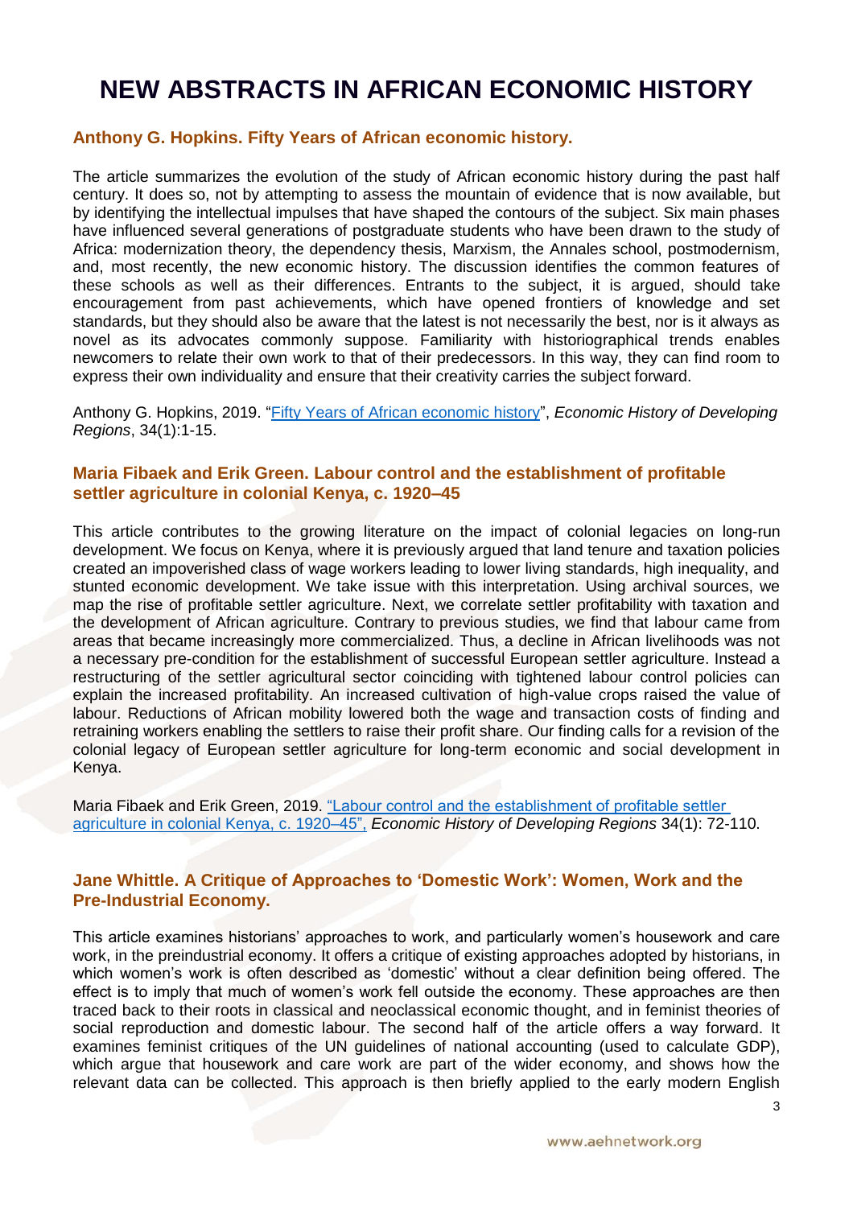# NEW ABSTRACTS IN AFRICAN ECONOMIC HISTORY

### Anthony G. Hopkins. Fifty Years of African economic history.

The article summarizes the evolution of the study of African economic history during the past half century. It does so, not by attempting to assess the mountain of evidence that is now available, but by identifying the intellectual impulses that have shaped the contours of the subject. Six main phases have influenced several generations of postgraduate students who have been drawn to the study of Africa: modernization theory, the dependency thesis, Marxism, the Annales school, postmodernism, and, most recently, the new economic history. The discussion identifies the common features of these schools as well as their differences. Entrants to the subject, it is argued, should take encouragement from past achievements, which have opened frontiers of knowledge and set standards, but they should also be aware that the latest is not necessarily the best, nor is it always as novel as its advocates commonly suppose. Familiarity with historiographical trends enables newcomers to relate their own work to that of their predecessors. In this way, they can find room to express their own individuality and ensure that their creativity carries the subject forward.

Anthony G. Hopkins, 2019. "Fifty Years of African economic history", *Economic History of Developing Regions*, 34(1):1-15.

### Maria Fibaek and Erik Green. Labour control and the establishment of profitable settler agriculture in colonial Kenya, c. 1920–45

This article contributes to the growing literature on the impact of colonial legacies on long-run development. We focus on Kenya, where it is previously argued that land tenure and taxation policies created an impoverished class of wage workers leading to lower living standards, high inequality, and stunted economic development. We take issue with this interpretation. Using archival sources, we map the rise of profitable settler agriculture. Next, we correlate settler profitability with taxation and the development of African agriculture. Contrary to previous studies, we find that labour came from areas that became increasingly more commercialized. Thus, a decline in African livelihoods was not a necessary pre-condition for the establishment of successful European settler agriculture. Instead a restructuring of the settler agricultural sector coinciding with tightened labour control policies can explain the increased profitability. An increased cultivation of high-value crops raised the value of labour. Reductions of African mobility lowered both the wage and transaction costs of finding and retraining workers enabling the settlers to raise their profit share. Our finding calls for a revision of the colonial legacy of European settler agriculture for long-term economic and social development in Kenya.

Maria Fibaek and Erik Green, 2019. "Labour control and the establishment of profitable settler agriculture in colonial Kenya, c. 1920–45", *Economic History of Developing Regions* 34(1): 72-110.

### Jane Whittle. A Critique of Approaches to 'Domestic Work': Women, Work and the Pre-Industrial Economy.

This article examines historians' approaches to work, and particularly women's housework and care work, in the preindustrial economy. It offers a critique of existing approaches adopted by historians, in which women's work is often described as 'domestic' without a clear definition being offered. The effect is to imply that much of women's work fell outside the economy. These approaches are then traced back to their roots in classical and neoclassical economic thought, and in feminist theories of social reproduction and domestic labour. The second half of the article offers a way forward. It examines feminist critiques of the UN guidelines of national accounting (used to calculate GDP), which argue that housework and care work are part of the wider economy, and shows how the relevant data can be collected. This approach is then briefly applied to the early modern English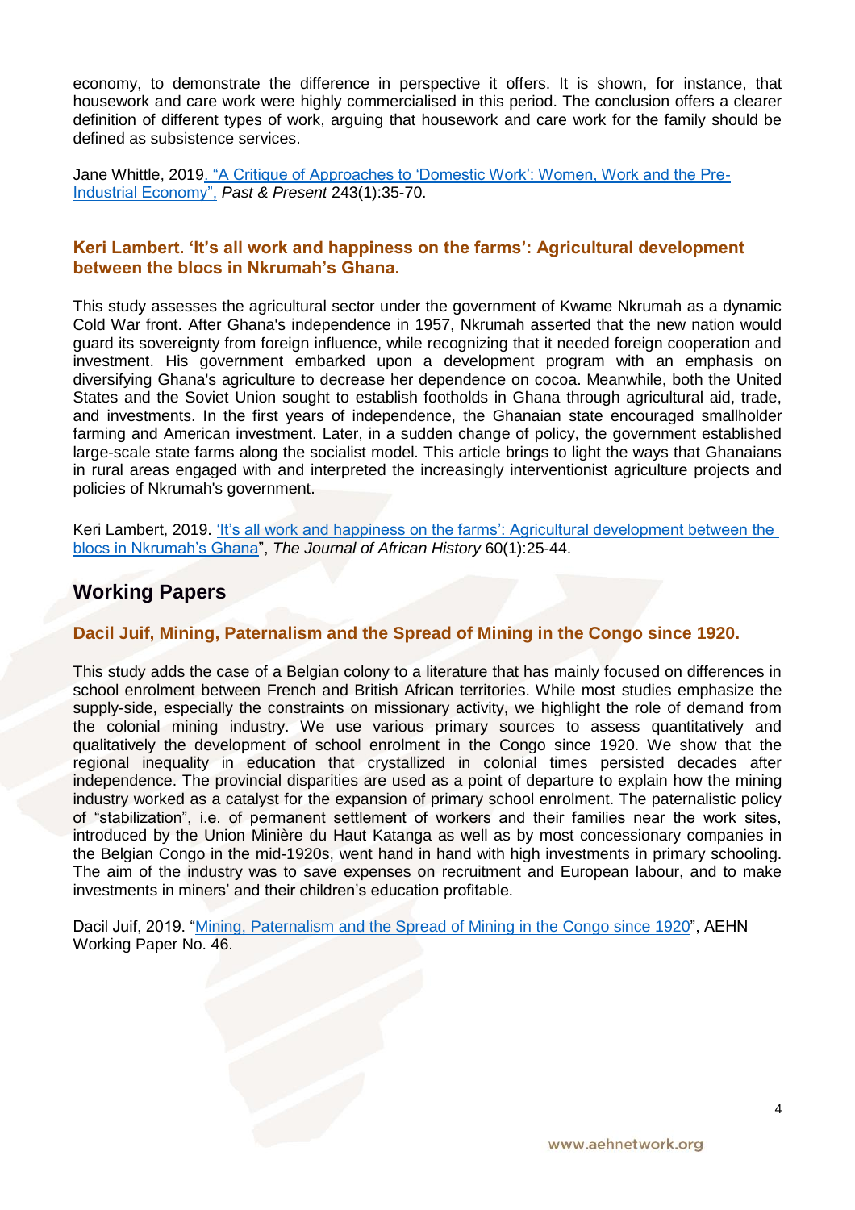economy, to demonstrate the difference in perspective it offers. It is shown, for instance, that housework and care work were highly commercialised in this period. The conclusion offers a clearer definition of different types of work, arguing that housework and care work for the family should be defined as subsistence services.

Jane Whittle, 2019. "A Critique of Approaches to 'Domestic Work': Women, Work and the Pre-Industrial Economy", *Past & Present* 243(1):35-70.

### Keri Lambert. 'It's all work and happiness on the farms': Agricultural development between the blocs in Nkrumah's Ghana.

This study assesses the agricultural sector under the government of Kwame Nkrumah as a dynamic Cold War front. After Ghana's independence in 1957, Nkrumah asserted that the new nation would guard its sovereignty from foreign influence, while recognizing that it needed foreign cooperation and investment. His government embarked upon a development program with an emphasis on diversifying Ghana's agriculture to decrease her dependence on cocoa. Meanwhile, both the United States and the Soviet Union sought to establish footholds in Ghana through agricultural aid, trade, and investments. In the first years of independence, the Ghanaian state encouraged smallholder farming and American investment. Later, in a sudden change of policy, the government established large-scale state farms along the socialist model. This article brings to light the ways that Ghanaians in rural areas engaged with and interpreted the increasingly interventionist agriculture projects and policies of Nkrumah's government.

Keri Lambert, 2019. 'It's all work and happiness on the farms': Agricultural development between the blocs in Nkrumah's Ghana", *The Journal of African History* 60(1):25-44.

## Working Papers

### Dacil Juif, Mining, Paternalism and the Spread of Mining in the Congo since 1920.

This study adds the case of a Belgian colony to a literature that has mainly focused on differences in school enrolment between French and British African territories. While most studies emphasize the supply-side, especially the constraints on missionary activity, we highlight the role of demand from the colonial mining industry. We use various primary sources to assess quantitatively and qualitatively the development of school enrolment in the Congo since 1920. We show that the regional inequality in education that crystallized in colonial times persisted decades after independence. The provincial disparities are used as a point of departure to explain how the mining industry worked as a catalyst for the expansion of primary school enrolment. The paternalistic policy of "stabilization", i.e. of permanent settlement of workers and their families near the work sites, introduced by the Union Minière du Haut Katanga as well as by most concessionary companies in the Belgian Congo in the mid-1920s, went hand in hand with high investments in primary schooling. The aim of the industry was to save expenses on recruitment and European labour, and to make investments in miners' and their children's education profitable.

Dacil Juif, 2019. "Mining, Paternalism and the Spread of Mining in the Congo since 1920", AEHN Working Paper No. 46.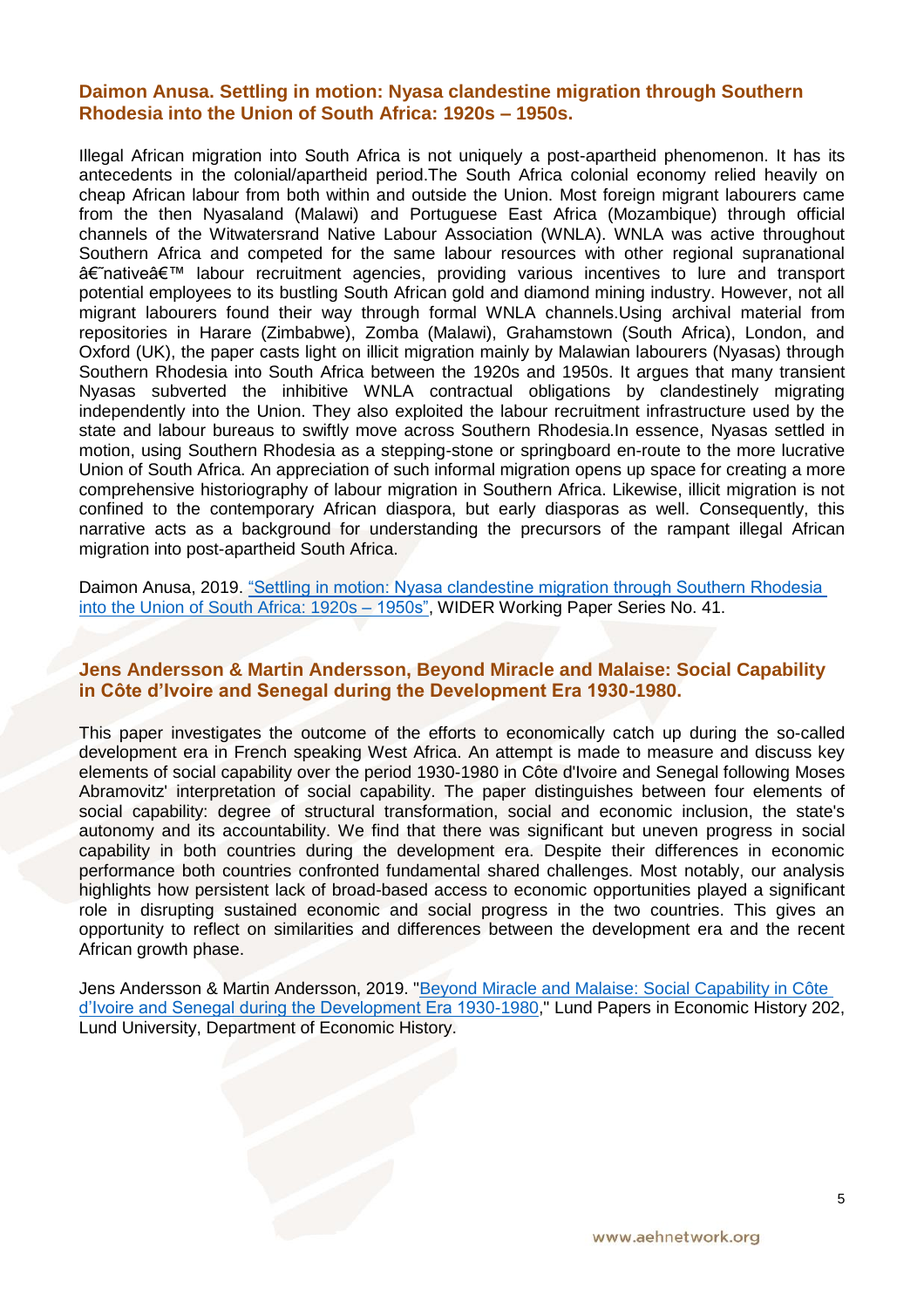### Daimon Anusa. Settling in motion: Nyasa clandestine migration through Southern Rhodesia into the Union of South Africa: 1920s – 1950s.

Illegal African migration into South Africa is not uniquely a post-apartheid phenomenon. It has its antecedents in the colonial/apartheid period.The South Africa colonial economy relied heavily on cheap African labour from both within and outside the Union. Most foreign migrant labourers came from the then Nyasaland (Malawi) and Portuguese East Africa (Mozambique) through official channels of the Witwatersrand Native Labour Association (WNLA). WNLA was active throughout Southern Africa and competed for the same labour resources with other regional supranational â€˜nativeâ€™ labour recruitment agencies, providing various incentives to lure and transport potential employees to its bustling South African gold and diamond mining industry. However, not all migrant labourers found their way through formal WNLA channels.Using archival material from repositories in Harare (Zimbabwe), Zomba (Malawi), Grahamstown (South Africa), London, and Oxford (UK), the paper casts light on illicit migration mainly by Malawian labourers (Nyasas) through Southern Rhodesia into South Africa between the 1920s and 1950s. It argues that many transient Nyasas subverted the inhibitive WNLA contractual obligations by clandestinely migrating independently into the Union. They also exploited the labour recruitment infrastructure used by the state and labour bureaus to swiftly move across Southern Rhodesia.In essence, Nyasas settled in motion, using Southern Rhodesia as a stepping-stone or springboard en-route to the more lucrative Union of South Africa. An appreciation of such informal migration opens up space for creating a more comprehensive historiography of labour migration in Southern Africa. Likewise, illicit migration is not confined to the contemporary African diaspora, but early diasporas as well. Consequently, this narrative acts as a background for understanding the precursors of the rampant illegal African migration into post-apartheid South Africa.

Daimon Anusa, 2019. “Settling in motion: Nyasa clandestine migration through Southern Rhodesia into the Union of South Africa: 1920s – 1950s”, WIDER Working Paper Series No. 41.

### Jens Andersson & Martin Andersson, Beyond Miracle and Malaise: Social Capability in Côte d’Ivoire and Senegal during the Development Era 1930-1980.

This paper investigates the outcome of the efforts to economically catch up during the so-called development era in French speaking West Africa. An attempt is made to measure and discuss key elements of social capability over the period 1930-1980 in Côte d'Ivoire and Senegal following Moses Abramovitz' interpretation of social capability. The paper distinguishes between four elements of social capability: degree of structural transformation, social and economic inclusion, the state's autonomy and its accountability. We find that there was significant but uneven progress in social capability in both countries during the development era. Despite their differences in economic performance both countries confronted fundamental shared challenges. Most notably, our analysis highlights how persistent lack of broad-based access to economic opportunities played a significant role in disrupting sustained economic and social progress in the two countries. This gives an opportunity to reflect on similarities and differences between the development era and the recent African growth phase.

Jens Andersson & Martin Andersson, 2019. "Beyond Miracle and Malaise: Social Capability in Côte d’Ivoire and Senegal during the Development Era 1930-1980," Lund Papers in Economic History 202, Lund University, Department of Economic History.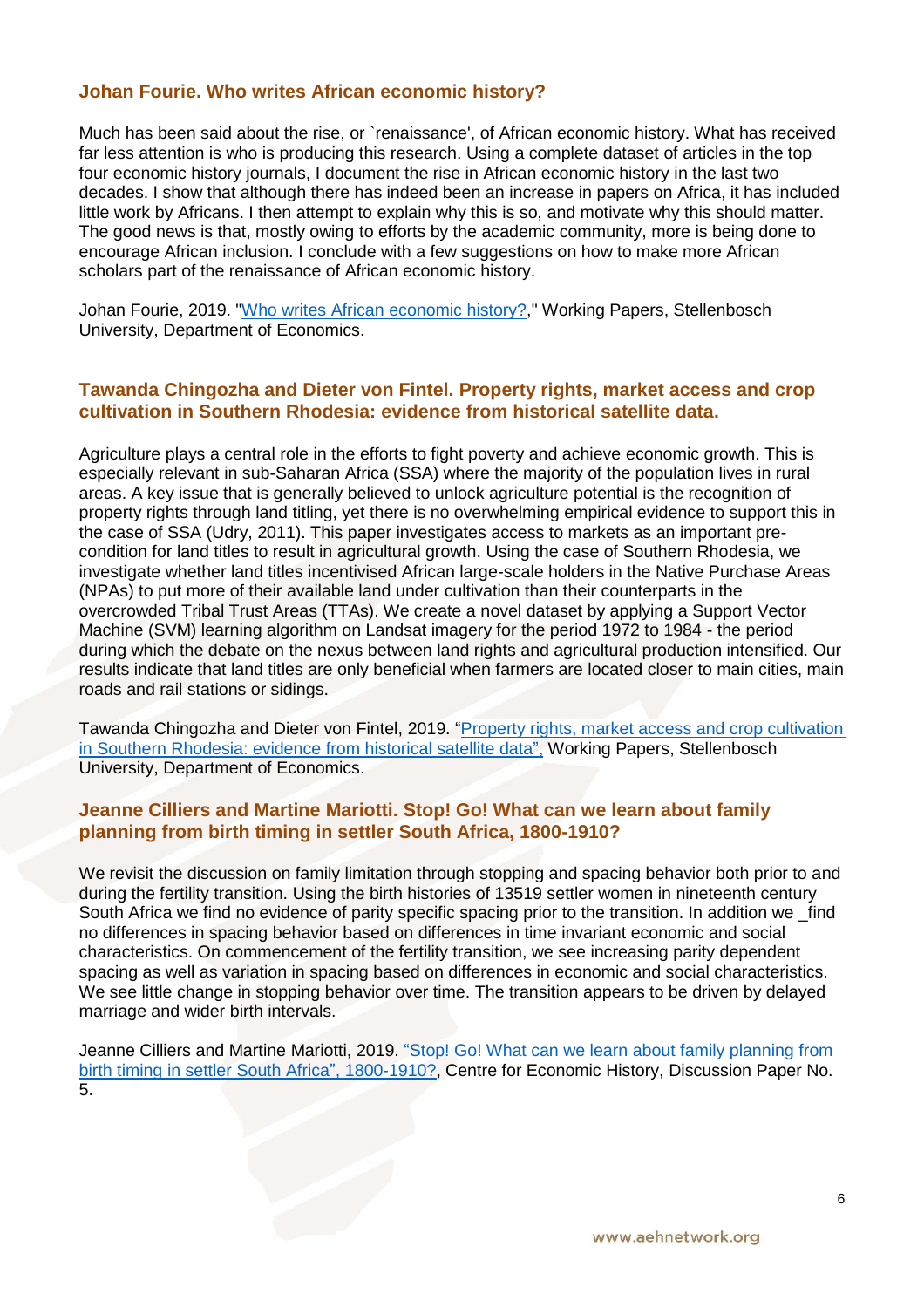### Johan Fourie. Who writes African economic history?

Much has been said about the rise, or `renaissance', of African economic history. What has received far less attention is who is producing this research. Using a complete dataset of articles in the top four economic history journals, I document the rise in African economic history in the last two decades. I show that although there has indeed been an increase in papers on Africa, it has included little work by Africans. I then attempt to explain why this is so, and motivate why this should matter. The good news is that, mostly owing to efforts by the academic community, more is being done to encourage African inclusion. I conclude with a few suggestions on how to make more African scholars part of the renaissance of African economic history.

Johan Fourie, 2019. "Who writes African economic history?," Working Papers, Stellenbosch University, Department of Economics.

### Tawanda Chingozha and Dieter von Fintel. Property rights, market access and crop cultivation in Southern Rhodesia: evidence from historical satellite data.

Agriculture plays a central role in the efforts to fight poverty and achieve economic growth. This is especially relevant in sub-Saharan Africa (SSA) where the majority of the population lives in rural areas. A key issue that is generally believed to unlock agriculture potential is the recognition of property rights through land titling, yet there is no overwhelming empirical evidence to support this in the case of SSA (Udry, 2011). This paper investigates access to markets as an important pre-condition for land titles to result in agricultural growth. Using the case of Southern Rhodesia, we investigate whether land titles incentivised African large-scale holders in the Native Purchase Areas (NPAs) to put more of their available land under cultivation than their counterparts in the overcrowded Tribal Trust Areas (TTAs). We create a novel dataset by applying a Support Vector Machine (SVM) learning algorithm on Landsat imagery for the period 1972 to 1984 - the period during which the debate on the nexus between land rights and agricultural production intensified. Our results indicate that land titles are only beneficial when farmers are located closer to main cities, main roads and rail stations or sidings.

Tawanda Chingozha and Dieter von Fintel, 2019. "Property rights, market access and crop cultivation in Southern Rhodesia: evidence from historical satellite data", Working Papers, Stellenbosch University, Department of Economics.

### Jeanne Cilliers and Martine Mariotti. Stop! Go! What can we learn about family planning from birth timing in settler South Africa, 1800-1910?

We revisit the discussion on family limitation through stopping and spacing behavior both prior to and during the fertility transition. Using the birth histories of 13519 settler women in nineteenth century South Africa we find no evidence of parity specific spacing prior to the transition. In addition we _find no differences in spacing behavior based on differences in time invariant economic and social characteristics. On commencement of the fertility transition, we see increasing parity dependent spacing as well as variation in spacing based on differences in economic and social characteristics. We see little change in stopping behavior over time. The transition appears to be driven by delayed marriage and wider birth intervals.

Jeanne Cilliers and Martine Mariotti, 2019. "Stop! Go! What can we learn about family planning from birth timing in settler South Africa", 1800-1910?, Centre for Economic History, Discussion Paper No. 5.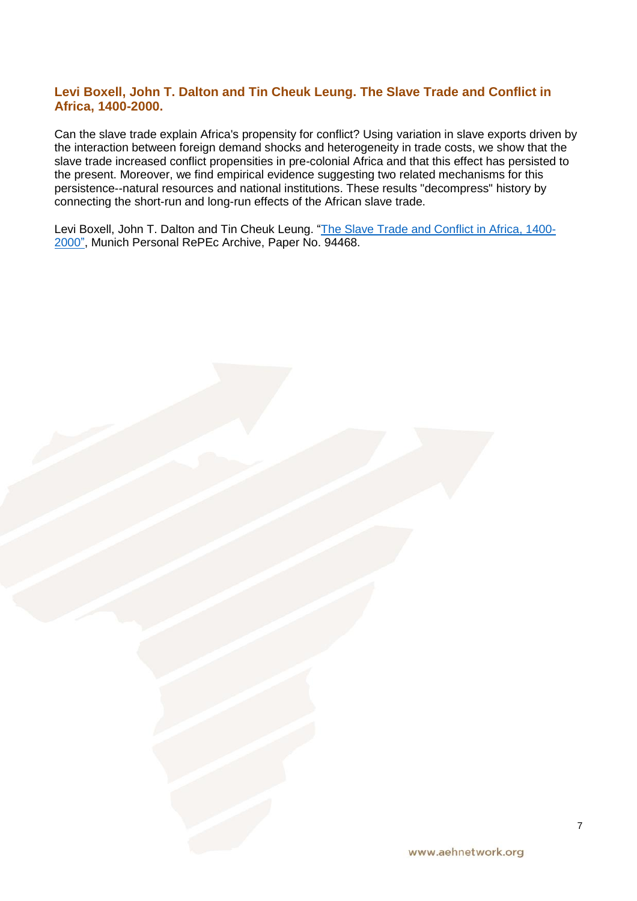### Levi Boxell, John T. Dalton and Tin Cheuk Leung. The Slave Trade and Conflict in Africa, 1400-2000.

Can the slave trade explain Africa's propensity for conflict? Using variation in slave exports driven by the interaction between foreign demand shocks and heterogeneity in trade costs, we show that the slave trade increased conflict propensities in pre-colonial Africa and that this effect has persisted to the present. Moreover, we find empirical evidence suggesting two related mechanisms for this persistence--natural resources and national institutions. These results "decompress" history by connecting the short-run and long-run effects of the African slave trade.

Levi Boxell, John T. Dalton and Tin Cheuk Leung. "The Slave Trade and Conflict in Africa, 1400-2000", Munich Personal RePEc Archive, Paper No. 94468.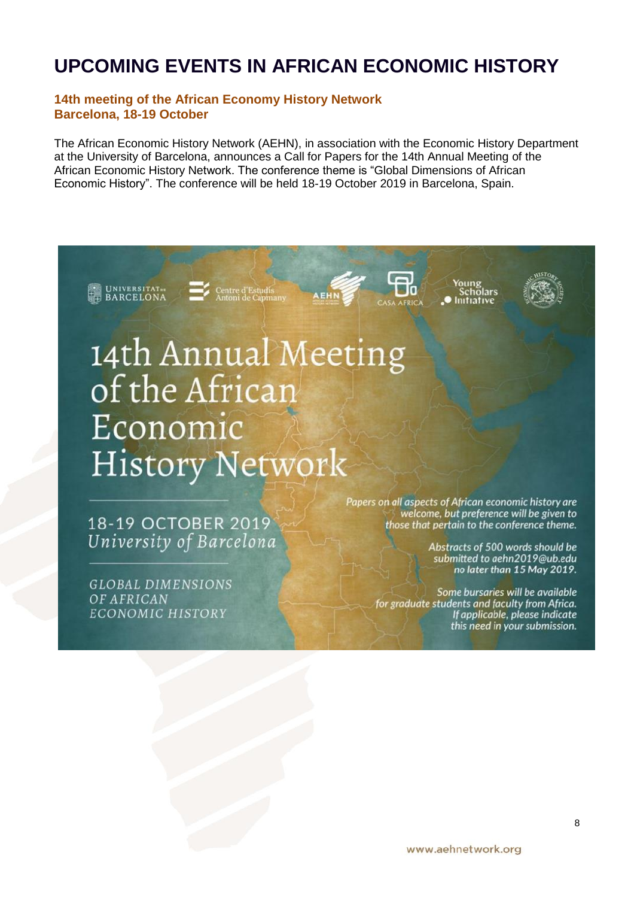# UPCOMING EVENTS IN AFRICAN ECONOMIC HISTORY

**14th meeting of the African Economy History Network**
**Barcelona, 18-19 October**

The African Economic History Network (AEHN), in association with the Economic History Department at the University of Barcelona, announces a Call for Papers for the 14th Annual Meeting of the African Economic History Network. The conference theme is "Global Dimensions of African Economic History". The conference will be held 18-19 October 2019 in Barcelona, Spain.

UNIVERSITAT DE BARCELONA · Centre d'Estudis Antoni de Capmany · AEHN · CASA AFRICA · Young Scholars Initiative · Economic History Society

## 14th Annual Meeting of the African Economic History Network

18-19 OCTOBER 2019
*University of Barcelona*

GLOBAL DIMENSIONS OF AFRICAN ECONOMIC HISTORY

*Papers on all aspects of African economic history are welcome, but preference will be given to those that pertain to the conference theme.*

*Abstracts of 500 words should be submitted to aehn2019@ub.edu no later than 15 May 2019.*

*Some bursaries will be available for graduate students and faculty from Africa. If applicable, please indicate this need in your submission.*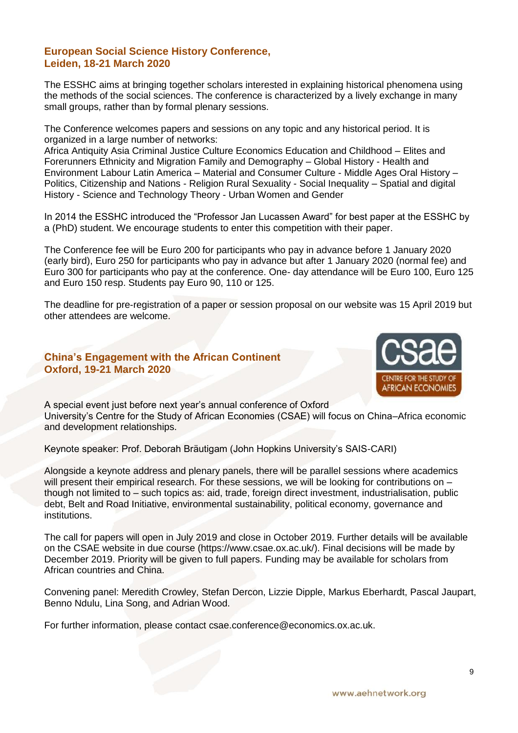## European Social Science History Conference, Leiden, 18-21 March 2020

The ESSHC aims at bringing together scholars interested in explaining historical phenomena using the methods of the social sciences. The conference is characterized by a lively exchange in many small groups, rather than by formal plenary sessions.

The Conference welcomes papers and sessions on any topic and any historical period. It is organized in a large number of networks:
Africa Antiquity Asia Criminal Justice Culture Economics Education and Childhood – Elites and Forerunners Ethnicity and Migration Family and Demography – Global History - Health and Environment Labour Latin America – Material and Consumer Culture - Middle Ages Oral History – Politics, Citizenship and Nations - Religion Rural Sexuality - Social Inequality – Spatial and digital History - Science and Technology Theory - Urban Women and Gender

In 2014 the ESSHC introduced the "Professor Jan Lucassen Award" for best paper at the ESSHC by a (PhD) student. We encourage students to enter this competition with their paper.

The Conference fee will be Euro 200 for participants who pay in advance before 1 January 2020 (early bird), Euro 250 for participants who pay in advance but after 1 January 2020 (normal fee) and Euro 300 for participants who pay at the conference. One- day attendance will be Euro 100, Euro 125 and Euro 150 resp. Students pay Euro 90, 110 or 125.

The deadline for pre-registration of a paper or session proposal on our website was 15 April 2019 but other attendees are welcome.

## China's Engagement with the African Continent Oxford, 19-21 March 2020

csae
CENTRE FOR THE STUDY OF AFRICAN ECONOMIES

A special event just before next year's annual conference of Oxford University's Centre for the Study of African Economies (CSAE) will focus on China–Africa economic and development relationships.

Keynote speaker: Prof. Deborah Bräutigam (John Hopkins University's SAIS-CARI)

Alongside a keynote address and plenary panels, there will be parallel sessions where academics will present their empirical research. For these sessions, we will be looking for contributions on – though not limited to – such topics as: aid, trade, foreign direct investment, industrialisation, public debt, Belt and Road Initiative, environmental sustainability, political economy, governance and institutions.

The call for papers will open in July 2019 and close in October 2019. Further details will be available on the CSAE website in due course (https://www.csae.ox.ac.uk/). Final decisions will be made by December 2019. Priority will be given to full papers. Funding may be available for scholars from African countries and China.

Convening panel: Meredith Crowley, Stefan Dercon, Lizzie Dipple, Markus Eberhardt, Pascal Jaupart, Benno Ndulu, Lina Song, and Adrian Wood.

For further information, please contact csae.conference@economics.ox.ac.uk.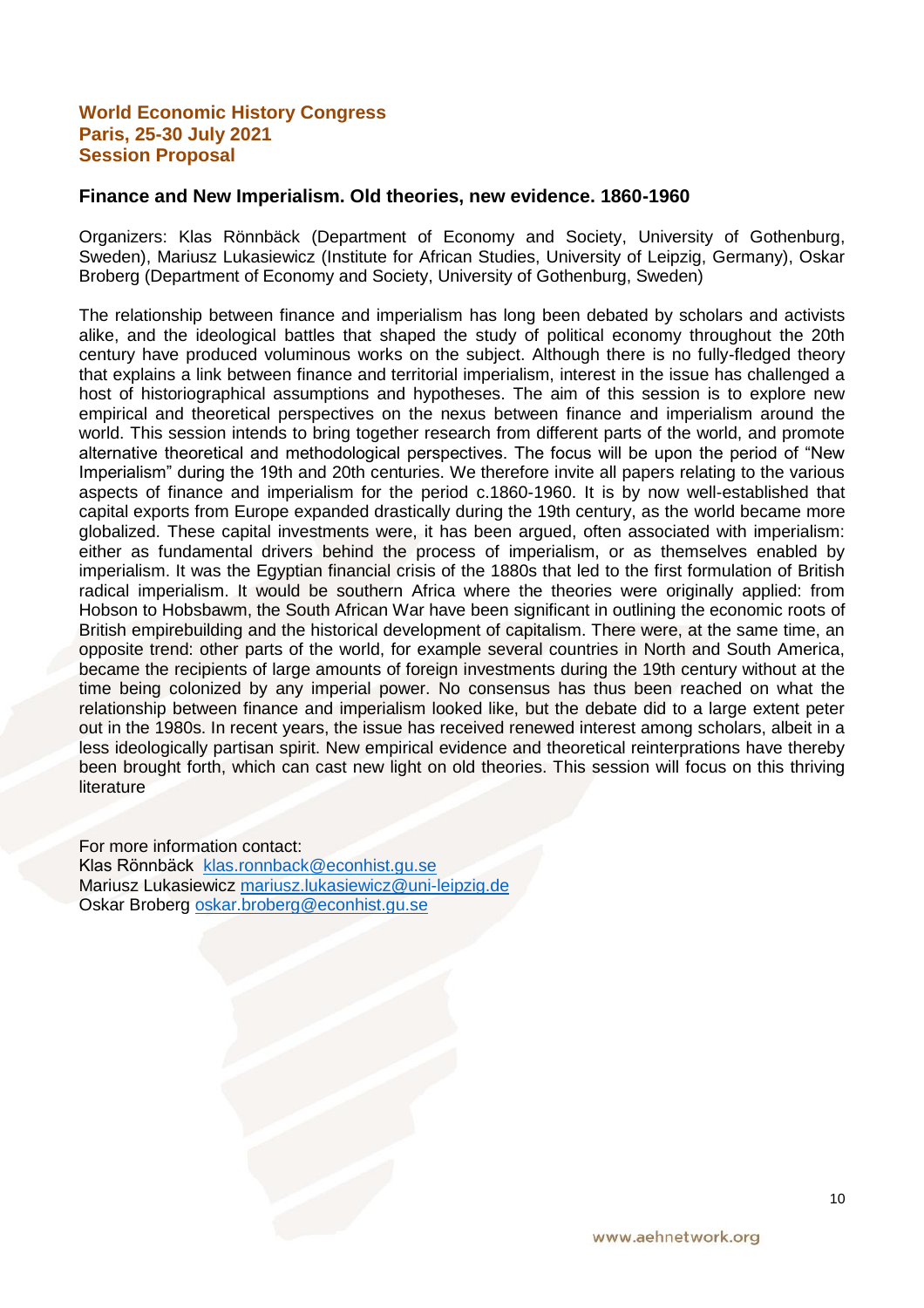**World Economic History Congress**
**Paris, 25-30 July 2021**
**Session Proposal**

## Finance and New Imperialism. Old theories, new evidence. 1860-1960

Organizers: Klas Rönnbäck (Department of Economy and Society, University of Gothenburg, Sweden), Mariusz Lukasiewicz (Institute for African Studies, University of Leipzig, Germany), Oskar Broberg (Department of Economy and Society, University of Gothenburg, Sweden)

The relationship between finance and imperialism has long been debated by scholars and activists alike, and the ideological battles that shaped the study of political economy throughout the 20th century have produced voluminous works on the subject. Although there is no fully-fledged theory that explains a link between finance and territorial imperialism, interest in the issue has challenged a host of historiographical assumptions and hypotheses. The aim of this session is to explore new empirical and theoretical perspectives on the nexus between finance and imperialism around the world. This session intends to bring together research from different parts of the world, and promote alternative theoretical and methodological perspectives. The focus will be upon the period of "New Imperialism" during the 19th and 20th centuries. We therefore invite all papers relating to the various aspects of finance and imperialism for the period c.1860-1960. It is by now well-established that capital exports from Europe expanded drastically during the 19th century, as the world became more globalized. These capital investments were, it has been argued, often associated with imperialism: either as fundamental drivers behind the process of imperialism, or as themselves enabled by imperialism. It was the Egyptian financial crisis of the 1880s that led to the first formulation of British radical imperialism. It would be southern Africa where the theories were originally applied: from Hobson to Hobsbawm, the South African War have been significant in outlining the economic roots of British empirebuilding and the historical development of capitalism. There were, at the same time, an opposite trend: other parts of the world, for example several countries in North and South America, became the recipients of large amounts of foreign investments during the 19th century without at the time being colonized by any imperial power. No consensus has thus been reached on what the relationship between finance and imperialism looked like, but the debate did to a large extent peter out in the 1980s. In recent years, the issue has received renewed interest among scholars, albeit in a less ideologically partisan spirit. New empirical evidence and theoretical reinterprations have thereby been brought forth, which can cast new light on old theories. This session will focus on this thriving literature

For more information contact:
Klas Rönnbäck klas.ronnback@econhist.gu.se
Mariusz Lukasiewicz mariusz.lukasiewicz@uni-leipzig.de
Oskar Broberg oskar.broberg@econhist.gu.se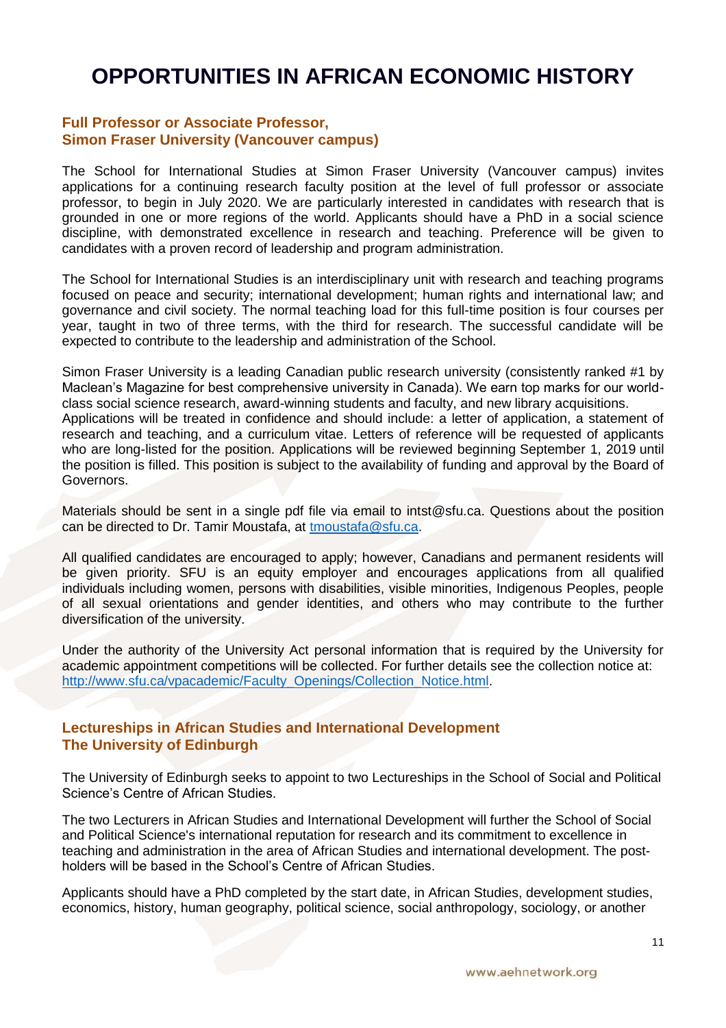# OPPORTUNITIES IN AFRICAN ECONOMIC HISTORY

### Full Professor or Associate Professor,
### Simon Fraser University (Vancouver campus)

The School for International Studies at Simon Fraser University (Vancouver campus) invites applications for a continuing research faculty position at the level of full professor or associate professor, to begin in July 2020. We are particularly interested in candidates with research that is grounded in one or more regions of the world. Applicants should have a PhD in a social science discipline, with demonstrated excellence in research and teaching. Preference will be given to candidates with a proven record of leadership and program administration.

The School for International Studies is an interdisciplinary unit with research and teaching programs focused on peace and security; international development; human rights and international law; and governance and civil society. The normal teaching load for this full-time position is four courses per year, taught in two of three terms, with the third for research. The successful candidate will be expected to contribute to the leadership and administration of the School.

Simon Fraser University is a leading Canadian public research university (consistently ranked #1 by Maclean's Magazine for best comprehensive university in Canada). We earn top marks for our world-class social science research, award-winning students and faculty, and new library acquisitions.
Applications will be treated in confidence and should include: a letter of application, a statement of research and teaching, and a curriculum vitae. Letters of reference will be requested of applicants who are long-listed for the position. Applications will be reviewed beginning September 1, 2019 until the position is filled. This position is subject to the availability of funding and approval by the Board of Governors.

Materials should be sent in a single pdf file via email to intst@sfu.ca. Questions about the position can be directed to Dr. Tamir Moustafa, at tmoustafa@sfu.ca.

All qualified candidates are encouraged to apply; however, Canadians and permanent residents will be given priority. SFU is an equity employer and encourages applications from all qualified individuals including women, persons with disabilities, visible minorities, Indigenous Peoples, people of all sexual orientations and gender identities, and others who may contribute to the further diversification of the university.

Under the authority of the University Act personal information that is required by the University for academic appointment competitions will be collected. For further details see the collection notice at: http://www.sfu.ca/vpacademic/Faculty_Openings/Collection_Notice.html.

### Lectureships in African Studies and International Development
### The University of Edinburgh

The University of Edinburgh seeks to appoint to two Lectureships in the School of Social and Political Science's Centre of African Studies.

The two Lecturers in African Studies and International Development will further the School of Social and Political Science's international reputation for research and its commitment to excellence in teaching and administration in the area of African Studies and international development. The post-holders will be based in the School's Centre of African Studies.

Applicants should have a PhD completed by the start date, in African Studies, development studies, economics, history, human geography, political science, social anthropology, sociology, or another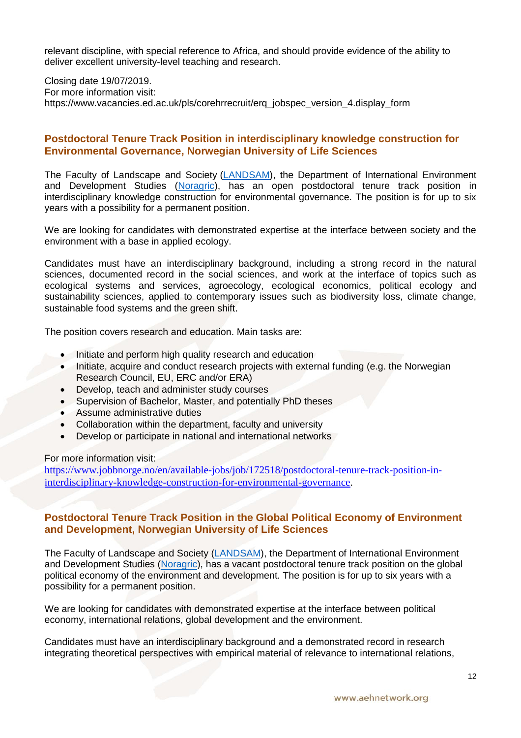relevant discipline, with special reference to Africa, and should provide evidence of the ability to deliver excellent university-level teaching and research.

Closing date 19/07/2019.
For more information visit:
https://www.vacancies.ed.ac.uk/pls/corehrrecruit/erq_jobspec_version_4.display_form

## Postdoctoral Tenure Track Position in interdisciplinary knowledge construction for Environmental Governance, Norwegian University of Life Sciences

The Faculty of Landscape and Society (LANDSAM), the Department of International Environment and Development Studies (Noragric), has an open postdoctoral tenure track position in interdisciplinary knowledge construction for environmental governance. The position is for up to six years with a possibility for a permanent position.

We are looking for candidates with demonstrated expertise at the interface between society and the environment with a base in applied ecology.

Candidates must have an interdisciplinary background, including a strong record in the natural sciences, documented record in the social sciences, and work at the interface of topics such as ecological systems and services, agroecology, ecological economics, political ecology and sustainability sciences, applied to contemporary issues such as biodiversity loss, climate change, sustainable food systems and the green shift.

The position covers research and education. Main tasks are:

- Initiate and perform high quality research and education
- Initiate, acquire and conduct research projects with external funding (e.g. the Norwegian Research Council, EU, ERC and/or ERA)
- Develop, teach and administer study courses
- Supervision of Bachelor, Master, and potentially PhD theses
- Assume administrative duties
- Collaboration within the department, faculty and university
- Develop or participate in national and international networks

For more information visit:
https://www.jobbnorge.no/en/available-jobs/job/172518/postdoctoral-tenure-track-position-in-interdisciplinary-knowledge-construction-for-environmental-governance.

## Postdoctoral Tenure Track Position in the Global Political Economy of Environment and Development, Norwegian University of Life Sciences

The Faculty of Landscape and Society (LANDSAM), the Department of International Environment and Development Studies (Noragric), has a vacant postdoctoral tenure track position on the global political economy of the environment and development. The position is for up to six years with a possibility for a permanent position.

We are looking for candidates with demonstrated expertise at the interface between political economy, international relations, global development and the environment.

Candidates must have an interdisciplinary background and a demonstrated record in research integrating theoretical perspectives with empirical material of relevance to international relations,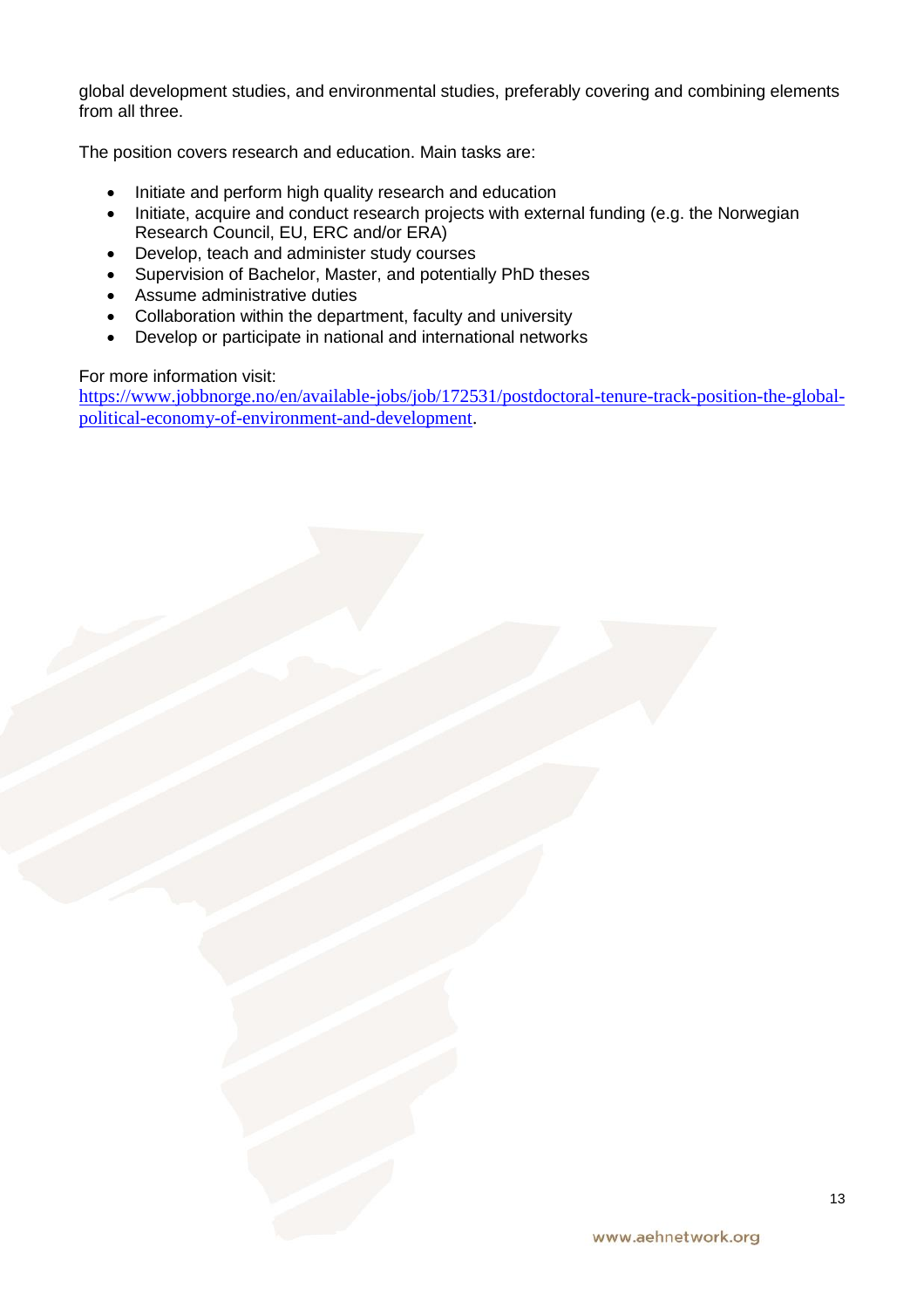global development studies, and environmental studies, preferably covering and combining elements from all three.

The position covers research and education. Main tasks are:

- Initiate and perform high quality research and education
- Initiate, acquire and conduct research projects with external funding (e.g. the Norwegian Research Council, EU, ERC and/or ERA)
- Develop, teach and administer study courses
- Supervision of Bachelor, Master, and potentially PhD theses
- Assume administrative duties
- Collaboration within the department, faculty and university
- Develop or participate in national and international networks

For more information visit:
https://www.jobbnorge.no/en/available-jobs/job/172531/postdoctoral-tenure-track-position-the-global-political-economy-of-environment-and-development.